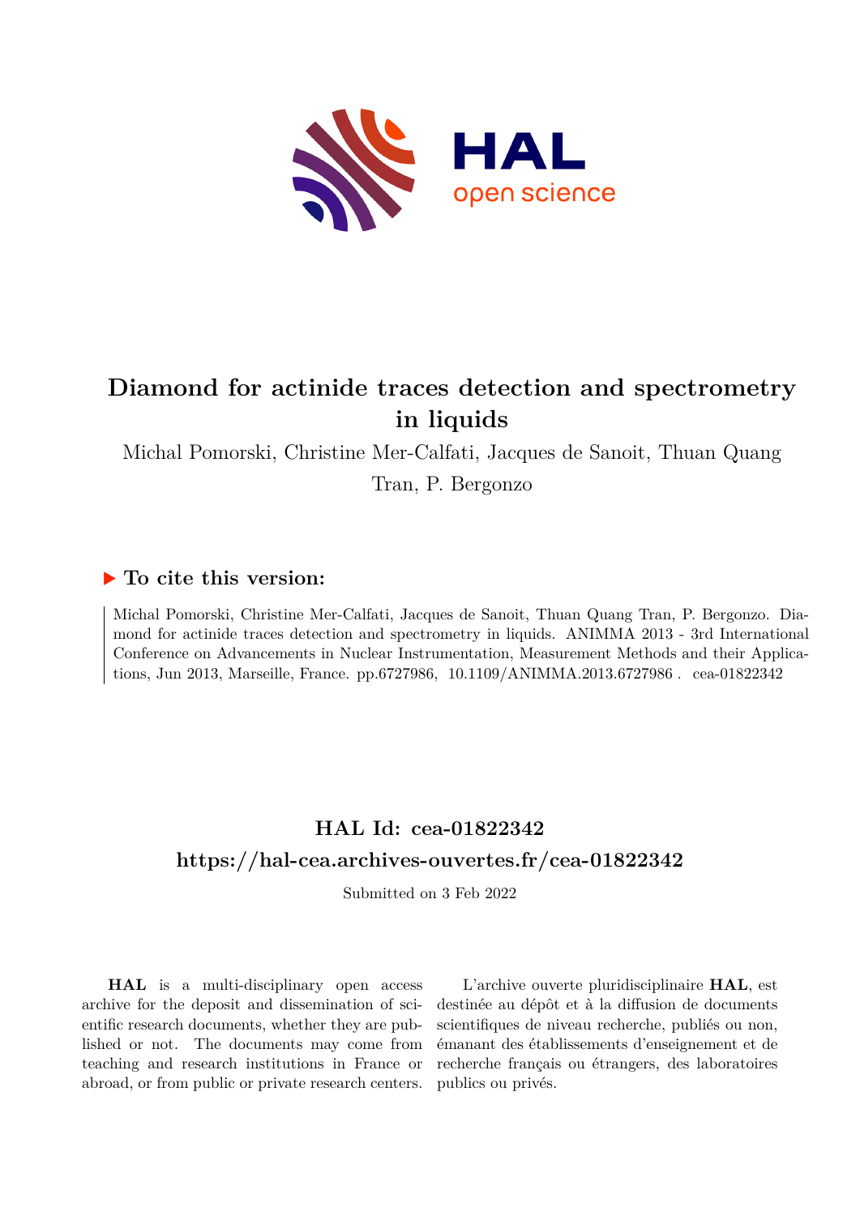# Diamond for actinide traces detection and spectrometry in liquids

Michal Pomorski, Christine Mer-Calfati, Jacques de Sanoit, Thuan Quang Tran, P. Bergonzo

## ▶ To cite this version:

Michal Pomorski, Christine Mer-Calfati, Jacques de Sanoit, Thuan Quang Tran, P. Bergonzo. Diamond for actinide traces detection and spectrometry in liquids. ANIMMA 2013 - 3rd International Conference on Advancements in Nuclear Instrumentation, Measurement Methods and their Applications, Jun 2013, Marseille, France. pp.6727986, 10.1109/ANIMMA.2013.6727986 . cea-01822342

## HAL Id: cea-01822342

## https://hal-cea.archives-ouvertes.fr/cea-01822342

Submitted on 3 Feb 2022

**HAL** is a multi-disciplinary open access archive for the deposit and dissemination of scientific research documents, whether they are published or not. The documents may come from teaching and research institutions in France or abroad, or from public or private research centers.

L'archive ouverte pluridisciplinaire **HAL**, est destinée au dépôt et à la diffusion de documents scientifiques de niveau recherche, publiés ou non, émanant des établissements d'enseignement et de recherche français ou étrangers, des laboratoires publics ou privés.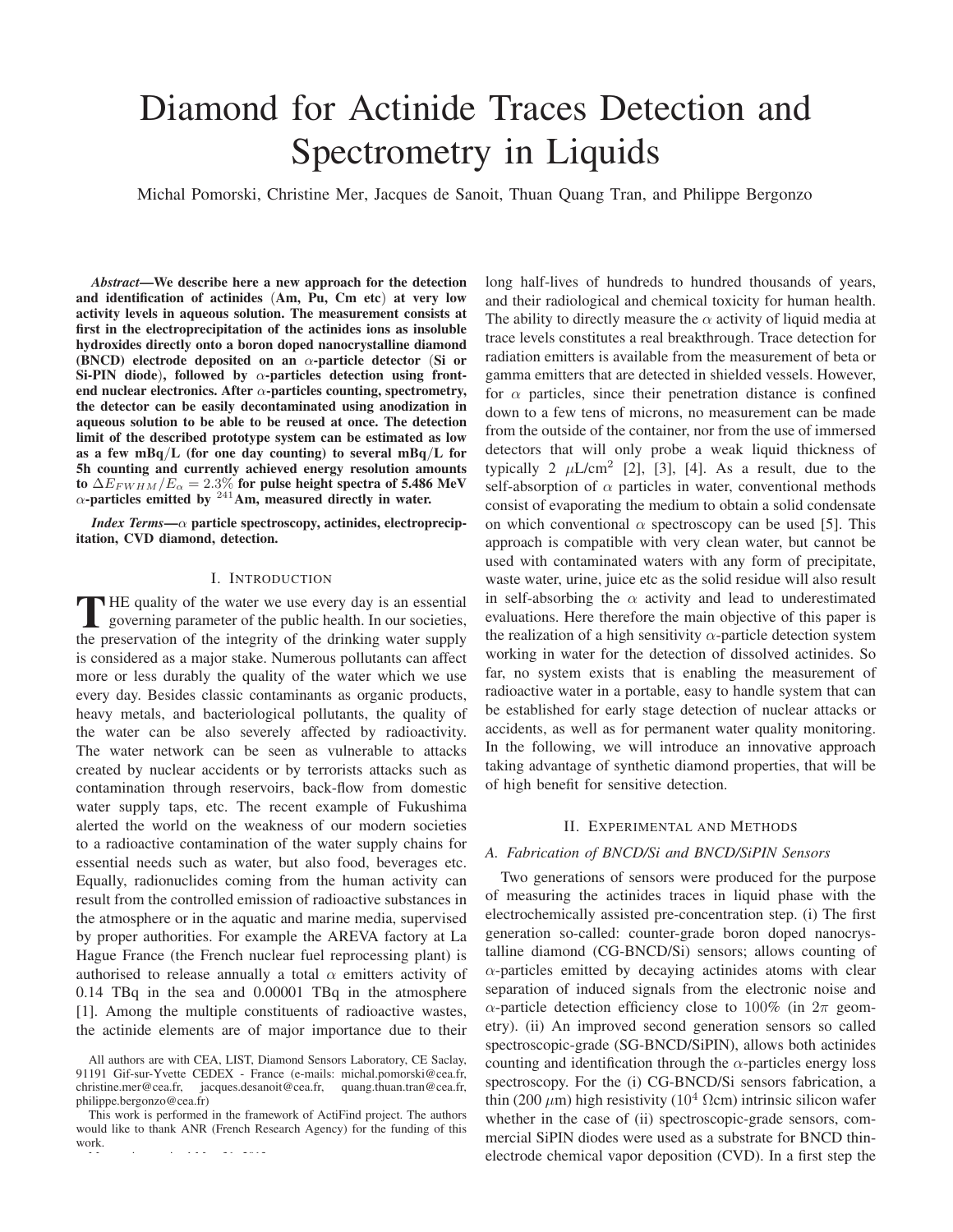# Diamond for Actinide Traces Detection and Spectrometry in Liquids

Michal Pomorski, Christine Mer, Jacques de Sanoit, Thuan Quang Tran, and Philippe Bergonzo

***Abstract*—We describe here a new approach for the detection and identification of actinides (Am, Pu, Cm etc) at very low activity levels in aqueous solution. The measurement consists at first in the electroprecipitation of the actinides ions as insoluble hydroxides directly onto a boron doped nanocrystalline diamond (BNCD) electrode deposited on an $\alpha$-particle detector (Si or Si-PIN diode), followed by $\alpha$-particles detection using front-end nuclear electronics. After $\alpha$-particles counting, spectrometry, the detector can be easily decontaminated using anodization in aqueous solution to be able to be reused at once. The detection limit of the described prototype system can be estimated as low as a few mBq/L (for one day counting) to several mBq/L for 5h counting and currently achieved energy resolution amounts to $\Delta E_{FWHM}/E_{\alpha} = 2.3\%$ for pulse height spectra of 5.486 MeV $\alpha$-particles emitted by $^{241}$Am, measured directly in water.**

***Index Terms*—$\alpha$ particle spectroscopy, actinides, electroprecipitation, CVD diamond, detection.**

## I. Introduction

The quality of the water we use every day is an essential governing parameter of the public health. In our societies, the preservation of the integrity of the drinking water supply is considered as a major stake. Numerous pollutants can affect more or less durably the quality of the water which we use every day. Besides classic contaminants as organic products, heavy metals, and bacteriological pollutants, the quality of the water can be also severely affected by radioactivity. The water network can be seen as vulnerable to attacks created by nuclear accidents or by terrorists attacks such as contamination through reservoirs, back-flow from domestic water supply taps, etc. The recent example of Fukushima alerted the world on the weakness of our modern societies to a radioactive contamination of the water supply chains for essential needs such as water, but also food, beverages etc. Equally, radionuclides coming from the human activity can result from the controlled emission of radioactive substances in the atmosphere or in the aquatic and marine media, supervised by proper authorities. For example the AREVA factory at La Hague France (the French nuclear fuel reprocessing plant) is authorised to release annually a total $\alpha$ emitters activity of 0.14 TBq in the sea and 0.00001 TBq in the atmosphere [1]. Among the multiple constituents of radioactive wastes, the actinide elements are of major importance due to their long half-lives of hundreds to hundred thousands of years, and their radiological and chemical toxicity for human health. The ability to directly measure the $\alpha$ activity of liquid media at trace levels constitutes a real breakthrough. Trace detection for radiation emitters is available from the measurement of beta or gamma emitters that are detected in shielded vessels. However, for $\alpha$ particles, since their penetration distance is confined down to a few tens of microns, no measurement can be made from the outside of the container, nor from the use of immersed detectors that will only probe a weak liquid thickness of typically 2 $\mu$L/cm$^2$ [2], [3], [4]. As a result, due to the self-absorption of $\alpha$ particles in water, conventional methods consist of evaporating the medium to obtain a solid condensate on which conventional $\alpha$ spectroscopy can be used [5]. This approach is compatible with very clean water, but cannot be used with contaminated waters with any form of precipitate, waste water, urine, juice etc as the solid residue will also result in self-absorbing the $\alpha$ activity and lead to underestimated evaluations. Here therefore the main objective of this paper is the realization of a high sensitivity $\alpha$-particle detection system working in water for the detection of dissolved actinides. So far, no system exists that is enabling the measurement of radioactive water in a portable, easy to handle system that can be established for early stage detection of nuclear attacks or accidents, as well as for permanent water quality monitoring. In the following, we will introduce an innovative approach taking advantage of synthetic diamond properties, that will be of high benefit for sensitive detection.

All authors are with CEA, LIST, Diamond Sensors Laboratory, CE Saclay, 91191 Gif-sur-Yvette CEDEX - France (e-mails: michal.pomorski@cea.fr, christine.mer@cea.fr, jacques.desanoit@cea.fr, quang.thuan.tran@cea.fr, philippe.bergonzo@cea.fr)

This work is performed in the framework of ActiFind project. The authors would like to thank ANR (French Research Agency) for the funding of this work.

## II. Experimental and Methods

### A. Fabrication of BNCD/Si and BNCD/SiPIN Sensors

Two generations of sensors were produced for the purpose of measuring the actinides traces in liquid phase with the electrochemically assisted pre-concentration step. (i) The first generation so-called: counter-grade boron doped nanocrystalline diamond (CG-BNCD/Si) sensors; allows counting of $\alpha$-particles emitted by decaying actinides atoms with clear separation of induced signals from the electronic noise and $\alpha$-particle detection efficiency close to 100% (in $2\pi$ geometry). (ii) An improved second generation sensors so called spectroscopic-grade (SG-BNCD/SiPIN), allows both actinides counting and identification through the $\alpha$-particles energy loss spectroscopy. For the (i) CG-BNCD/Si sensors fabrication, a thin (200 $\mu$m) high resistivity ($10^4$ $\Omega$cm) intrinsic silicon wafer whether in the case of (ii) spectroscopic-grade sensors, commercial SiPIN diodes were used as a substrate for BNCD thin-electrode chemical vapor deposition (CVD). In a first step the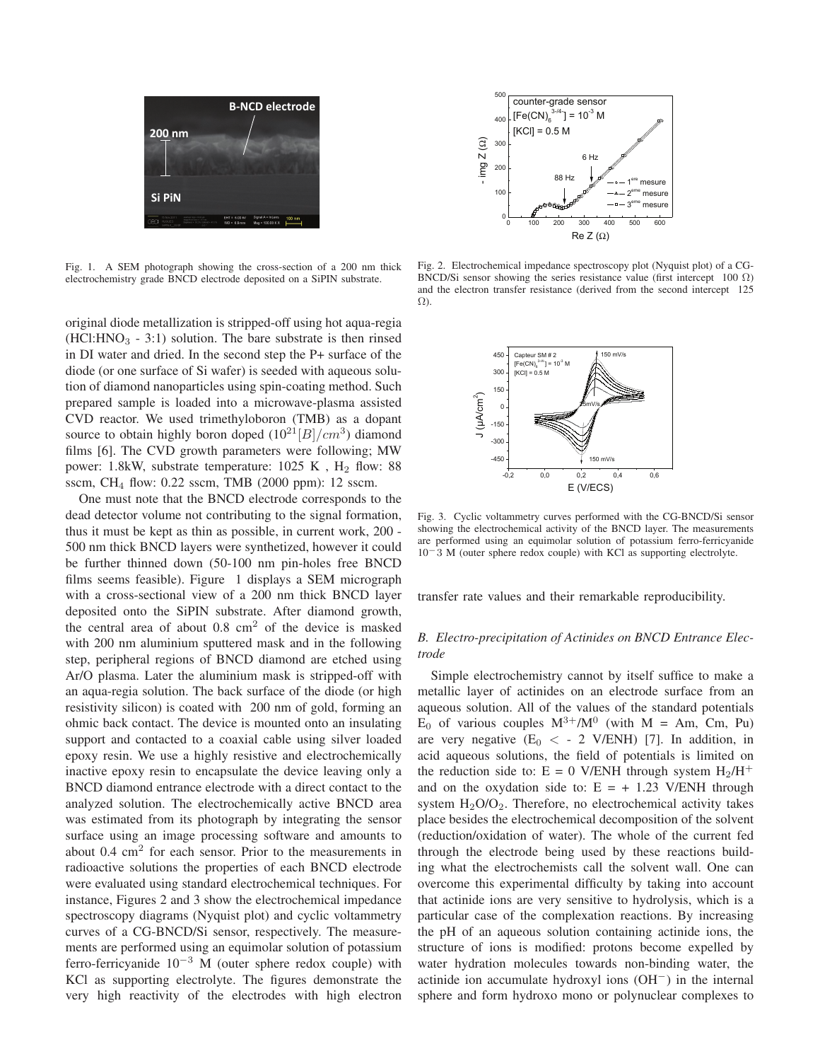Fig. 1. A SEM photograph showing the cross-section of a 200 nm thick electrochemistry grade BNCD electrode deposited on a SiPIN substrate.

Fig. 2. Electrochemical impedance spectroscopy plot (Nyquist plot) of a CG-BNCD/Si sensor showing the series resistance value (first intercept 100 Ω) and the electron transfer resistance (derived from the second intercept 125 Ω).

Fig. 3. Cyclic voltammetry curves performed with the CG-BNCD/Si sensor showing the electrochemical activity of the BNCD layer. The measurements are performed using an equimolar solution of potassium ferro-ferricyanide $10^{-}3$ M (outer sphere redox couple) with KCl as supporting electrolyte.

original diode metallization is stripped-off using hot aqua-regia ($HCl:HNO_3$ - 3:1) solution. The bare substrate is then rinsed in DI water and dried. In the second step the P+ surface of the diode (or one surface of Si wafer) is seeded with aqueous solution of diamond nanoparticles using spin-coating method. Such prepared sample is loaded into a microwave-plasma assisted CVD reactor. We used trimethyloboron (TMB) as a dopant source to obtain highly boron doped ($10^{21}[B]/cm^3$) diamond films [6]. The CVD growth parameters were following; MW power: 1.8kW, substrate temperature: 1025 K , $H_2$ flow: 88 sscm, $CH_4$ flow: 0.22 sscm, TMB (2000 ppm): 12 sscm.

One must note that the BNCD electrode corresponds to the dead detector volume not contributing to the signal formation, thus it must be kept as thin as possible, in current work, 200 - 500 nm thick BNCD layers were synthetized, however it could be further thinned down (50-100 nm pin-holes free BNCD films seems feasible). Figure 1 displays a SEM micrograph with a cross-sectional view of a 200 nm thick BNCD layer deposited onto the SiPIN substrate. After diamond growth, the central area of about 0.8 $cm^2$ of the device is masked with 200 nm aluminium sputtered mask and in the following step, peripheral regions of BNCD diamond are etched using Ar/O plasma. Later the aluminium mask is stripped-off with an aqua-regia solution. The back surface of the diode (or high resistivity silicon) is coated with 200 nm of gold, forming an ohmic back contact. The device is mounted onto an insulating support and contacted to a coaxial cable using silver loaded epoxy resin. We use a highly resistive and electrochemically inactive epoxy resin to encapsulate the device leaving only a BNCD diamond entrance electrode with a direct contact to the analyzed solution. The electrochemically active BNCD area was estimated from its photograph by integrating the sensor surface using an image processing software and amounts to about 0.4 $cm^2$ for each sensor. Prior to the measurements in radioactive solutions the properties of each BNCD electrode were evaluated using standard electrochemical techniques. For instance, Figures 2 and 3 show the electrochemical impedance spectroscopy diagrams (Nyquist plot) and cyclic voltammetry curves of a CG-BNCD/Si sensor, respectively. The measurements are performed using an equimolar solution of potassium ferro-ferricyanide $10^{-3}$ M (outer sphere redox couple) with KCl as supporting electrolyte. The figures demonstrate the very high reactivity of the electrodes with high electron transfer rate values and their remarkable reproducibility.

### B. Electro-precipitation of Actinides on BNCD Entrance Electrode

Simple electrochemistry cannot by itself suffice to make a metallic layer of actinides on an electrode surface from an aqueous solution. All of the values of the standard potentials $E_0$ of various couples $M^{3+}/M^0$ (with M = Am, Cm, Pu) are very negative ($E_0$ < - 2 V/ENH) [7]. In addition, in acid aqueous solutions, the field of potentials is limited on the reduction side to: E = 0 V/ENH through system $H_2/H^+$ and on the oxydation side to: E = + 1.23 V/ENH through system $H_2O/O_2$. Therefore, no electrochemical activity takes place besides the electrochemical decomposition of the solvent (reduction/oxidation of water). The whole of the current fed through the electrode being used by these reactions building what the electrochemists call the solvent wall. One can overcome this experimental difficulty by taking into account that actinide ions are very sensitive to hydrolysis, which is a particular case of the complexation reactions. By increasing the pH of an aqueous solution containing actinide ions, the structure of ions is modified: protons become expelled by water hydration molecules towards non-binding water, the actinide ion accumulate hydroxyl ions ($OH^-$) in the internal sphere and form hydroxo mono or polynuclear complexes to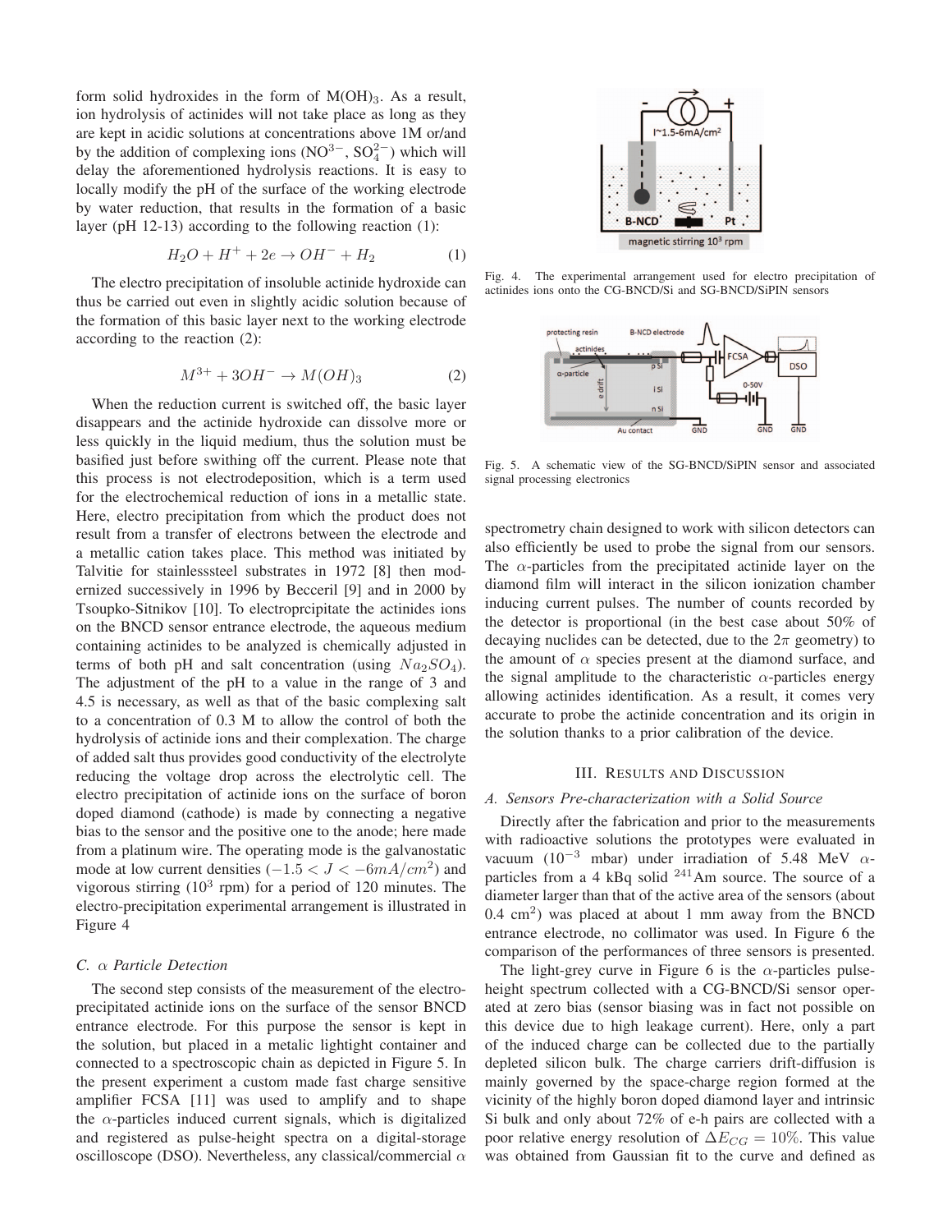form solid hydroxides in the form of $M(OH)_3$. As a result, ion hydrolysis of actinides will not take place as long as they are kept in acidic solutions at concentrations above 1M or/and by the addition of complexing ions ($NO^{3-}$, $SO_4^{2-}$) which will delay the aforementioned hydrolysis reactions. It is easy to locally modify the pH of the surface of the working electrode by water reduction, that results in the formation of a basic layer (pH 12-13) according to the following reaction (1):

$$H_2O + H^+ + 2e \rightarrow OH^- + H_2 \tag{1}$$

The electro precipitation of insoluble actinide hydroxide can thus be carried out even in slightly acidic solution because of the formation of this basic layer next to the working electrode according to the reaction (2):

$$M^{3+} + 3OH^- \rightarrow M(OH)_3 \tag{2}$$

When the reduction current is switched off, the basic layer disappears and the actinide hydroxide can dissolve more or less quickly in the liquid medium, thus the solution must be basified just before swithing off the current. Please note that this process is not electrodeposition, which is a term used for the electrochemical reduction of ions in a metallic state. Here, electro precipitation from which the product does not result from a transfer of electrons between the electrode and a metallic cation takes place. This method was initiated by Talvitie for stainlesssteel substrates in 1972 [8] then modernized successively in 1996 by Becceril [9] and in 2000 by Tsoupko-Sitnikov [10]. To electroprcipitate the actinides ions on the BNCD sensor entrance electrode, the aqueous medium containing actinides to be analyzed is chemically adjusted in terms of both pH and salt concentration (using $Na_2SO_4$). The adjustment of the pH to a value in the range of 3 and 4.5 is necessary, as well as that of the basic complexing salt to a concentration of 0.3 M to allow the control of both the hydrolysis of actinide ions and their complexation. The charge of added salt thus provides good conductivity of the electrolyte reducing the voltage drop across the electrolytic cell. The electro precipitation of actinide ions on the surface of boron doped diamond (cathode) is made by connecting a negative bias to the sensor and the positive one to the anode; here made from a platinum wire. The operating mode is the galvanostatic mode at low current densities ($-1.5 < J < -6mA/cm^2$) and vigorous stirring ($10^3$ rpm) for a period of 120 minutes. The electro-precipitation experimental arrangement is illustrated in Figure 4

Fig. 4. The experimental arrangement used for electro precipitation of actinides ions onto the CG-BNCD/Si and SG-BNCD/SiPIN sensors

### C. α Particle Detection

The second step consists of the measurement of the electro-precipitated actinide ions on the surface of the sensor BNCD entrance electrode. For this purpose the sensor is kept in the solution, but placed in a metalic lightight container and connected to a spectroscopic chain as depicted in Figure 5. In the present experiment a custom made fast charge sensitive amplifier FCSA [11] was used to amplify and to shape the $\alpha$-particles induced current signals, which is digitalized and registered as pulse-height spectra on a digital-storage oscilloscope (DSO). Nevertheless, any classical/commercial $\alpha$ spectrometry chain designed to work with silicon detectors can also efficiently be used to probe the signal from our sensors. The $\alpha$-particles from the precipitated actinide layer on the diamond film will interact in the silicon ionization chamber inducing current pulses. The number of counts recorded by the detector is proportional (in the best case about 50% of decaying nuclides can be detected, due to the $2\pi$ geometry) to the amount of $\alpha$ species present at the diamond surface, and the signal amplitude to the characteristic $\alpha$-particles energy allowing actinides identification. As a result, it comes very accurate to probe the actinide concentration and its origin in the solution thanks to a prior calibration of the device.

Fig. 5. A schematic view of the SG-BNCD/SiPIN sensor and associated signal processing electronics

## III. Results and Discussion

### A. Sensors Pre-characterization with a Solid Source

Directly after the fabrication and prior to the measurements with radioactive solutions the prototypes were evaluated in vacuum ($10^{-3}$ mbar) under irradiation of 5.48 MeV $\alpha$-particles from a 4 kBq solid $^{241}$Am source. The source of a diameter larger than that of the active area of the sensors (about 0.4 cm$^2$) was placed at about 1 mm away from the BNCD entrance electrode, no collimator was used. In Figure 6 the comparison of the performances of three sensors is presented.

The light-grey curve in Figure 6 is the $\alpha$-particles pulse-height spectrum collected with a CG-BNCD/Si sensor operated at zero bias (sensor biasing was in fact not possible on this device due to high leakage current). Here, only a part of the induced charge can be collected due to the partially depleted silicon bulk. The charge carriers drift-diffusion is mainly governed by the space-charge region formed at the vicinity of the highly boron doped diamond layer and intrinsic Si bulk and only about 72% of e-h pairs are collected with a poor relative energy resolution of $\Delta E_{CG} = 10\%$. This value was obtained from Gaussian fit to the curve and defined as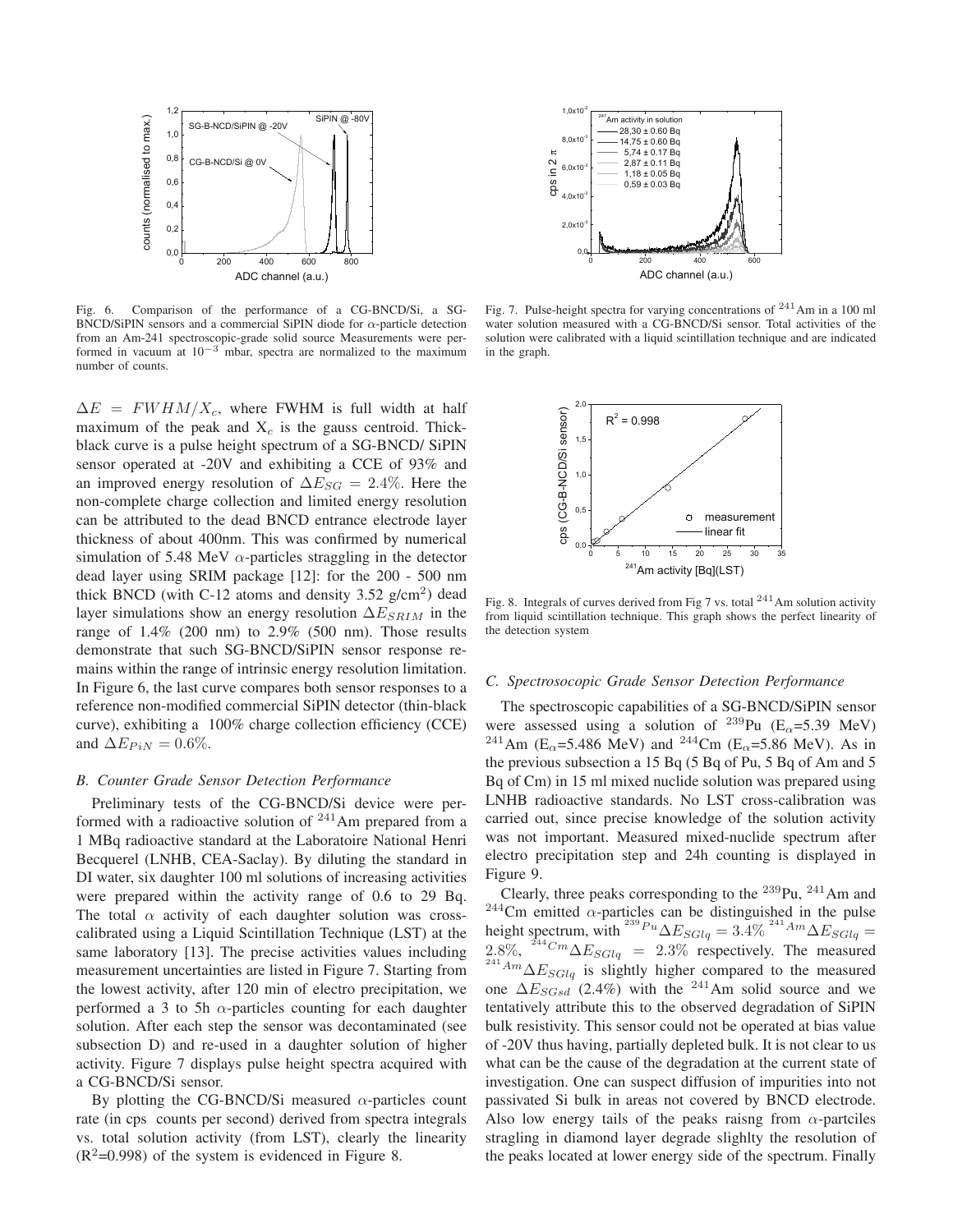Fig. 6. Comparison of the performance of a CG-BNCD/Si, a SG-BNCD/SiPIN sensors and a commercial SiPIN diode for $\alpha$-particle detection from an Am-241 spectroscopic-grade solid source Measurements were performed in vacuum at $10^{-3}$ mbar, spectra are normalized to the maximum number of counts.

Fig. 7. Pulse-height spectra for varying concentrations of $^{241}$Am in a 100 ml water solution measured with a CG-BNCD/Si sensor. Total activities of the solution were calibrated with a liquid scintillation technique and are indicated in the graph.

Fig. 8. Integrals of curves derived from Fig 7 vs. total $^{241}$Am solution activity from liquid scintillation technique. This graph shows the perfect linearity of the detection system

$\Delta E = FWHM/X_c$, where FWHM is full width at half maximum of the peak and $X_c$ is the gauss centroid. Thick-black curve is a pulse height spectrum of a SG-BNCD/ SiPIN sensor operated at -20V and exhibiting a CCE of 93% and an improved energy resolution of $\Delta E_{SG} = 2.4\%$. Here the non-complete charge collection and limited energy resolution can be attributed to the dead BNCD entrance electrode layer thickness of about 400nm. This was confirmed by numerical simulation of 5.48 MeV $\alpha$-particles straggling in the detector dead layer using SRIM package [12]: for the 200 - 500 nm thick BNCD (with C-12 atoms and density 3.52 g/cm$^2$) dead layer simulations show an energy resolution $\Delta E_{SRIM}$ in the range of 1.4% (200 nm) to 2.9% (500 nm). Those results demonstrate that such SG-BNCD/SiPIN sensor response remains within the range of intrinsic energy resolution limitation. In Figure 6, the last curve compares both sensor responses to a reference non-modified commercial SiPIN detector (thin-black curve), exhibiting a 100% charge collection efficiency (CCE) and $\Delta E_{PiN} = 0.6\%$.

### B. Counter Grade Sensor Detection Performance

Preliminary tests of the CG-BNCD/Si device were performed with a radioactive solution of $^{241}$Am prepared from a 1 MBq radioactive standard at the Laboratoire National Henri Becquerel (LNHB, CEA-Saclay). By diluting the standard in DI water, six daughter 100 ml solutions of increasing activities were prepared within the activity range of 0.6 to 29 Bq. The total $\alpha$ activity of each daughter solution was cross-calibrated using a Liquid Scintillation Technique (LST) at the same laboratory [13]. The precise activities values including measurement uncertainties are listed in Figure 7. Starting from the lowest activity, after 120 min of electro precipitation, we performed a 3 to 5h $\alpha$-particles counting for each daughter solution. After each step the sensor was decontaminated (see subsection D) and re-used in a daughter solution of higher activity. Figure 7 displays pulse height spectra acquired with a CG-BNCD/Si sensor.

By plotting the CG-BNCD/Si measured $\alpha$-particles count rate (in cps counts per second) derived from spectra integrals vs. total solution activity (from LST), clearly the linearity ($R^2$=0.998) of the system is evidenced in Figure 8.

### C. Spectrosocopic Grade Sensor Detection Performance

The spectroscopic capabilities of a SG-BNCD/SiPIN sensor were assessed using a solution of $^{239}$Pu ($E_\alpha$=5.39 MeV) $^{241}$Am ($E_\alpha$=5.486 MeV) and $^{244}$Cm ($E_\alpha$=5.86 MeV). As in the previous subsection a 15 Bq (5 Bq of Pu, 5 Bq of Am and 5 Bq of Cm) in 15 ml mixed nuclide solution was prepared using LNHB radioactive standards. No LST cross-calibration was carried out, since precise knowledge of the solution activity was not important. Measured mixed-nuclide spectrum after electro precipitation step and 24h counting is displayed in Figure 9.

Clearly, three peaks corresponding to the $^{239}$Pu, $^{241}$Am and $^{244}$Cm emitted $\alpha$-particles can be distinguished in the pulse height spectrum, with $^{239Pu}\Delta E_{SGlq} = 3.4\%$ $^{241Am}\Delta E_{SGlq} = 2.8\%$, $^{244Cm}\Delta E_{SGlq} = 2.3\%$ respectively. The measured $^{241Am}\Delta E_{SGlq}$ is slightly higher compared to the measured one $\Delta E_{SGsd}$ (2.4%) with the $^{241}$Am solid source and we tentatively attribute this to the observed degradation of SiPIN bulk resistivity. This sensor could not be operated at bias value of -20V thus having, partially depleted bulk. It is not clear to us what can be the cause of the degradation at the current state of investigation. One can suspect diffusion of impurities into not passivated Si bulk in areas not covered by BNCD electrode. Also low energy tails of the peaks raisng from $\alpha$-partciles stragling in diamond layer degrade slighlty the resolution of the peaks located at lower energy side of the spectrum. Finally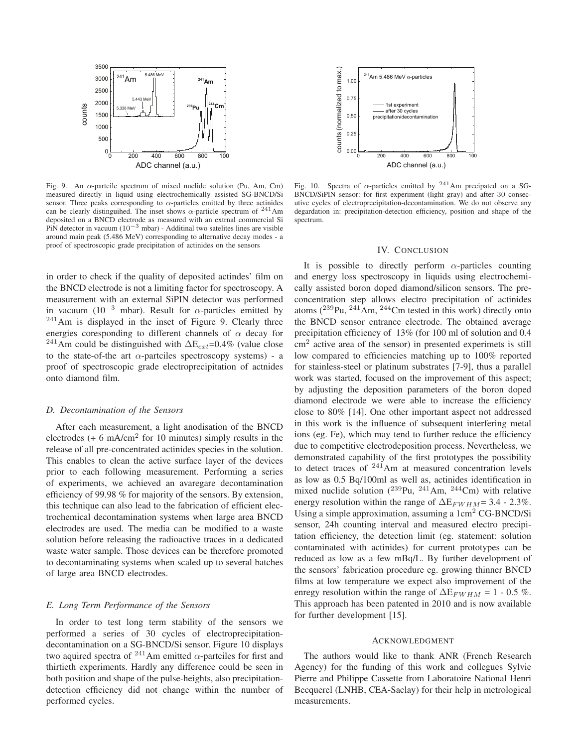Fig. 9. An $\alpha$-partcile spectrum of mixed nuclide solution (Pu, Am, Cm) measured directly in liquid using electrochemically assisted SG-BNCD/Si sensor. Three peaks corresponding to $\alpha$-particles emitted by three actinides can be clearly distinguihed. The inset shows $\alpha$-particle spectrum of $^{241}$Am deposited on a BNCD electrode as measured with an extrnal commercial Si PiN detector in vacuum ($10^{-3}$ mbar) - Additinal two satelites lines are visible around main peak (5.486 MeV) corresponding to alternative decay modes - a proof of spectroscopic grade precipitation of actinides on the sensors

Fig. 10. Spectra of $\alpha$-particles emitted by $^{241}$Am precipated on a SG-BNCD/SiPIN sensor: for first experiment (light gray) and after 30 consecutive cycles of electroprecipitation-decontamination. We do not observe any degardation in: precipitation-detection efficiency, position and shape of the spectrum.

in order to check if the quality of deposited actindes' film on the BNCD electrode is not a limiting factor for spectroscopy. A measurement with an external SiPIN detector was performed in vacuum ($10^{-3}$ mbar). Result for $\alpha$-particles emitted by $^{241}$Am is displayed in the inset of Figure 9. Clearly three energies coresponding to different channels of $\alpha$ decay for $^{241}$Am could be distinguished with $\Delta E_{ext}$=0.4% (value close to the state-of-the art $\alpha$-partciles spectroscopy systems) - a proof of spectroscopic grade electroprecipitation of actnides onto diamond film.

### *D. Decontamination of the Sensors*

After each measurement, a light anodisation of the BNCD electrodes (+ 6 mA/cm$^2$ for 10 minutes) simply results in the release of all pre-concentrated actinides species in the solution. This enables to clean the active surface layer of the devices prior to each following measurement. Performing a series of experiments, we achieved an avaregare decontamination efficiency of 99.98 % for majority of the sensors. By extension, this technique can also lead to the fabrication of efficient electrochemical decontamination systems when large area BNCD electrodes are used. The media can be modified to a waste solution before releasing the radioactive traces in a dedicated waste water sample. Those devices can be therefore promoted to decontaminating systems when scaled up to several batches of large area BNCD electrodes.

### *E. Long Term Performance of the Sensors*

In order to test long term stability of the sensors we performed a series of 30 cycles of electroprecipitation-decontamination on a SG-BNCD/Si sensor. Figure 10 displays two aquired spectra of $^{241}$Am emitted $\alpha$-partciles for first and thirtieth experiments. Hardly any difference could be seen in both position and shape of the pulse-heights, also precipitation-detection efficiency did not change within the number of performed cycles.

## IV. Conclusion

It is possible to directly perform $\alpha$-particles counting and energy loss spectroscopy in liquids using electrochemically assisted boron doped diamond/silicon sensors. The preconcentration step allows electro precipitation of actinides atoms ($^{239}$Pu, $^{241}$Am, $^{244}$Cm tested in this work) directly onto the BNCD sensor entrance electrode. The obtained average precipitation efficiency of 13% (for 100 ml of solution and 0.4 cm$^2$ active area of the sensor) in presented experimets is still low compared to efficiencies matching up to 100% reported for stainless-steel or platinum substrates [7-9], thus a parallel work was started, focused on the improvement of this aspect; by adjusting the deposition parameters of the boron doped diamond electrode we were able to increase the efficiency close to 80% [14]. One other important aspect not addressed in this work is the influence of subsequent interfering metal ions (eg. Fe), which may tend to further reduce the efficiency due to competitive electrodeposition process. Nevertheless, we demonstrated capability of the first prototypes the possibility to detect traces of $^{241}$Am at measured concentration levels as low as 0.5 Bq/100ml as well as, actinides identification in mixed nuclide solution ($^{239}$Pu, $^{241}$Am, $^{244}$Cm) with relative energy resolution within the range of $\Delta E_{FWHM}$= 3.4 - 2.3%. Using a simple approximation, assuming a 1cm$^2$ CG-BNCD/Si sensor, 24h counting interval and measured electro precipitation efficiency, the detection limit (eg. statement: solution contaminated with actinides) for current prototypes can be reduced as low as a few mBq/L. By further development of the sensors' fabrication procedure eg. growing thinner BNCD films at low temperature we expect also improvement of the enregy resolution within the range of $\Delta E_{FWHM}$ = 1 - 0.5 %. This approach has been patented in 2010 and is now available for further development [15].

## Acknowledgment

The authors would like to thank ANR (French Research Agency) for the funding of this work and collegues Sylvie Pierre and Philippe Cassette from Laboratoire National Henri Becquerel (LNHB, CEA-Saclay) for their help in metrological measurements.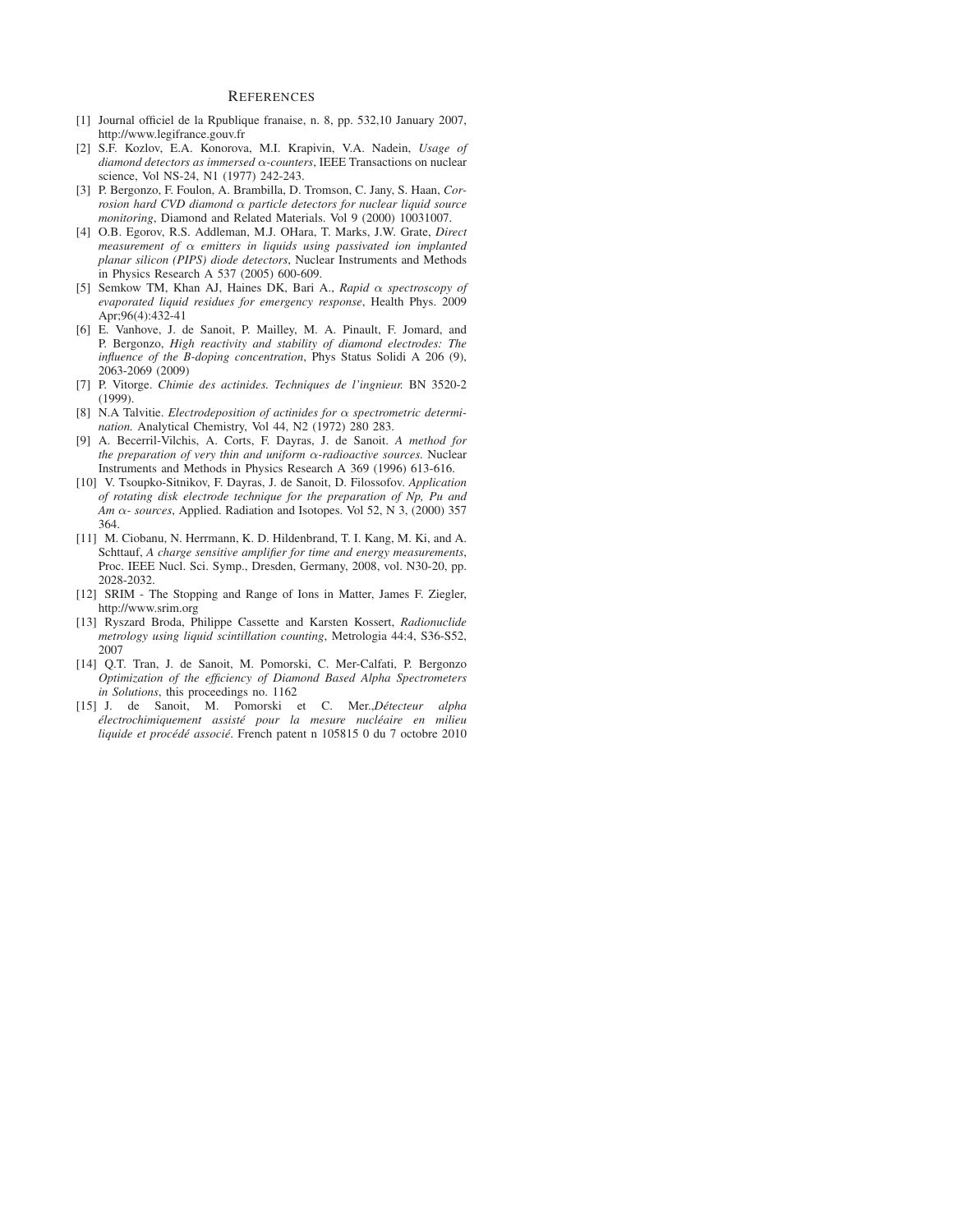# REFERENCES

[1] Journal officiel de la Rpublique franaise, n. 8, pp. 532,10 January 2007, http://www.legifrance.gouv.fr

[2] S.F. Kozlov, E.A. Konorova, M.I. Krapivin, V.A. Nadein, *Usage of diamond detectors as immersed $\alpha$-counters*, IEEE Transactions on nuclear science, Vol NS-24, N1 (1977) 242-243.

[3] P. Bergonzo, F. Foulon, A. Brambilla, D. Tromson, C. Jany, S. Haan, *Corrosion hard CVD diamond $\alpha$ particle detectors for nuclear liquid source monitoring*, Diamond and Related Materials. Vol 9 (2000) 10031007.

[4] O.B. Egorov, R.S. Addleman, M.J. OHara, T. Marks, J.W. Grate, *Direct measurement of $\alpha$ emitters in liquids using passivated ion implanted planar silicon (PIPS) diode detectors*, Nuclear Instruments and Methods in Physics Research A 537 (2005) 600-609.

[5] Semkow TM, Khan AJ, Haines DK, Bari A., *Rapid $\alpha$ spectroscopy of evaporated liquid residues for emergency response*, Health Phys. 2009 Apr;96(4):432-41

[6] E. Vanhove, J. de Sanoit, P. Mailley, M. A. Pinault, F. Jomard, and P. Bergonzo, *High reactivity and stability of diamond electrodes: The influence of the B-doping concentration*, Phys Status Solidi A 206 (9), 2063-2069 (2009)

[7] P. Vitorge. *Chimie des actinides. Techniques de l'ingnieur.* BN 3520-2 (1999).

[8] N.A Talvitie. *Electrodeposition of actinides for $\alpha$ spectrometric determination.* Analytical Chemistry, Vol 44, N2 (1972) 280 283.

[9] A. Becerril-Vilchis, A. Corts, F. Dayras, J. de Sanoit. *A method for the preparation of very thin and uniform $\alpha$-radioactive sources.* Nuclear Instruments and Methods in Physics Research A 369 (1996) 613-616.

[10] V. Tsoupko-Sitnikov, F. Dayras, J. de Sanoit, D. Filossofov. *Application of rotating disk electrode technique for the preparation of Np, Pu and Am $\alpha$- sources*, Applied. Radiation and Isotopes. Vol 52, N 3, (2000) 357 364.

[11] M. Ciobanu, N. Herrmann, K. D. Hildenbrand, T. I. Kang, M. Ki, and A. Schttauf, *A charge sensitive amplifier for time and energy measurements*, Proc. IEEE Nucl. Sci. Symp., Dresden, Germany, 2008, vol. N30-20, pp. 2028-2032.

[12] SRIM - The Stopping and Range of Ions in Matter, James F. Ziegler, http://www.srim.org

[13] Ryszard Broda, Philippe Cassette and Karsten Kossert, *Radionuclide metrology using liquid scintillation counting*, Metrologia 44:4, S36-S52, 2007

[14] Q.T. Tran, J. de Sanoit, M. Pomorski, C. Mer-Calfati, P. Bergonzo *Optimization of the efficiency of Diamond Based Alpha Spectrometers in Solutions*, this proceedings no. 1162

[15] J. de Sanoit, M. Pomorski et C. Mer.,*Détecteur alpha électrochimiquement assisté pour la mesure nucléaire en milieu liquide et procédé associé*. French patent n 105815 0 du 7 octobre 2010